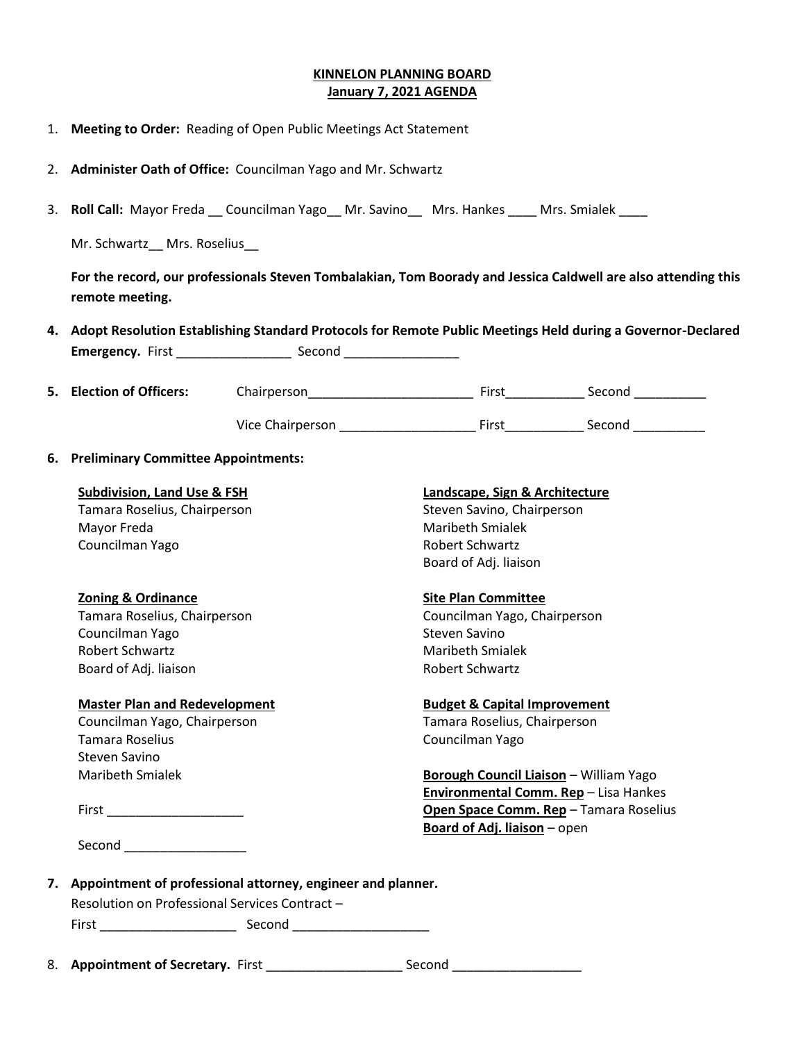**KINNELON PLANNING BOARD**
**January 7, 2021 AGENDA**

1. **Meeting to Order:** Reading of Open Public Meetings Act Statement

2. **Administer Oath of Office:** Councilman Yago and Mr. Schwartz

3. **Roll Call:** Mayor Freda __ Councilman Yago__ Mr. Savino__ Mrs. Hankes ____ Mrs. Smialek ____

   Mr. Schwartz__ Mrs. Roselius__

   **For the record, our professionals Steven Tombalakian, Tom Boorady and Jessica Caldwell are also attending this remote meeting.**

4. **Adopt Resolution Establishing Standard Protocols for Remote Public Meetings Held during a Governor-Declared Emergency.** First ________________ Second ________________

5. **Election of Officers:** Chairperson_______________________ First___________ Second __________

   Vice Chairperson ___________________ First___________ Second __________

6. **Preliminary Committee Appointments:**

   **Subdivision, Land Use & FSH**
   Tamara Roselius, Chairperson
   Mayor Freda
   Councilman Yago

   **Zoning & Ordinance**
   Tamara Roselius, Chairperson
   Councilman Yago
   Robert Schwartz
   Board of Adj. liaison

   **Master Plan and Redevelopment**
   Councilman Yago, Chairperson
   Tamara Roselius
   Steven Savino
   Maribeth Smialek

   **Landscape, Sign & Architecture**
   Steven Savino, Chairperson
   Maribeth Smialek
   Robert Schwartz
   Board of Adj. liaison

   **Site Plan Committee**
   Councilman Yago, Chairperson
   Steven Savino
   Maribeth Smialek
   Robert Schwartz

   **Budget & Capital Improvement**
   Tamara Roselius, Chairperson
   Councilman Yago

   **Borough Council Liaison** – William Yago
   **Environmental Comm. Rep** – Lisa Hankes
   **Open Space Comm. Rep** – Tamara Roselius
   **Board of Adj. liaison** – open

   First ___________________

   Second _________________

7. **Appointment of professional attorney, engineer and planner.**
   Resolution on Professional Services Contract –
   First ___________________ Second ___________________

8. **Appointment of Secretary.** First ___________________ Second __________________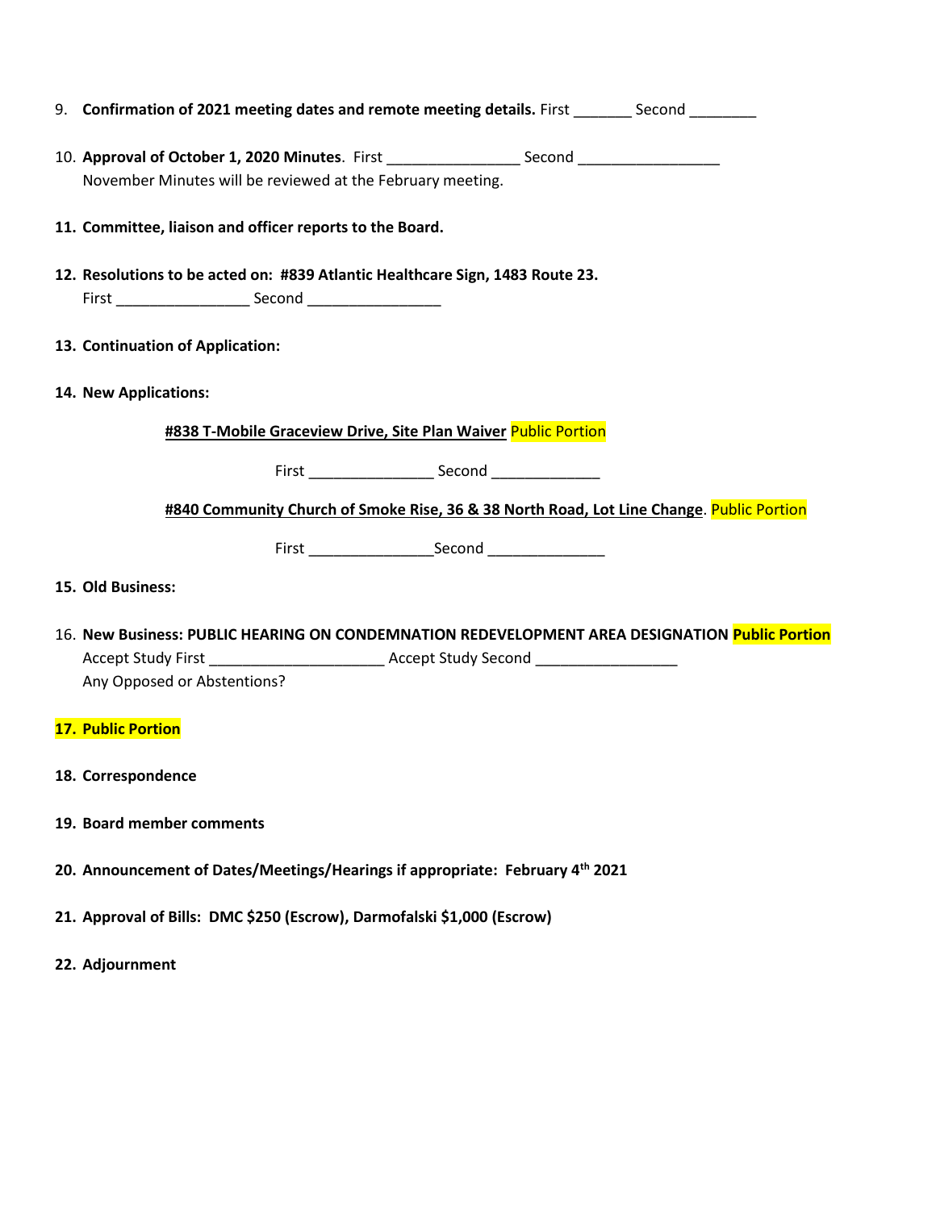9. **Confirmation of 2021 meeting dates and remote meeting details.** First _______ Second ________

10. **Approval of October 1, 2020 Minutes**. First ________________ Second _________________
    November Minutes will be reviewed at the February meeting.

11. **Committee, liaison and officer reports to the Board.**

12. **Resolutions to be acted on: #839 Atlantic Healthcare Sign, 1483 Route 23.**
    First ________________ Second ________________

13. **Continuation of Application:**

14. **New Applications:**

    **#838 T-Mobile Graceview Drive, Site Plan Waiver** Public Portion

    First _______________ Second _____________

    **#840 Community Church of Smoke Rise, 36 & 38 North Road, Lot Line Change**. Public Portion

    First _______________Second ______________

15. **Old Business:**

16. **New Business: PUBLIC HEARING ON CONDEMNATION REDEVELOPMENT AREA DESIGNATION Public Portion**
    Accept Study First _____________________ Accept Study Second _________________
    Any Opposed or Abstentions?

17. **Public Portion**

18. **Correspondence**

19. **Board member comments**

20. **Announcement of Dates/Meetings/Hearings if appropriate: February 4th 2021**

21. **Approval of Bills: DMC $250 (Escrow), Darmofalski $1,000 (Escrow)**

22. **Adjournment**